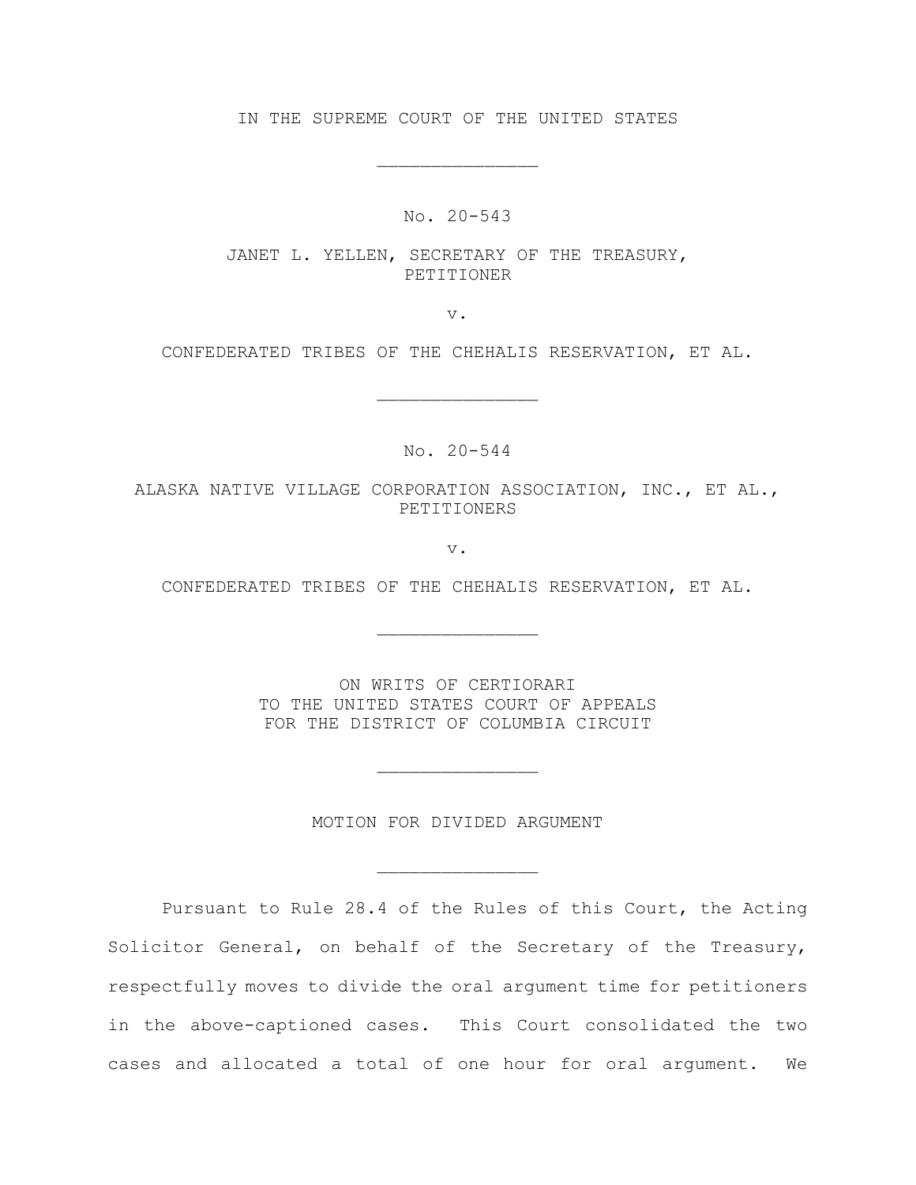IN THE SUPREME COURT OF THE UNITED STATES

_______________

No. 20-543

JANET L. YELLEN, SECRETARY OF THE TREASURY, PETITIONER

v.

CONFEDERATED TRIBES OF THE CHEHALIS RESERVATION, ET AL.

_______________

No. 20-544

ALASKA NATIVE VILLAGE CORPORATION ASSOCIATION, INC., ET AL., PETITIONERS

v.

CONFEDERATED TRIBES OF THE CHEHALIS RESERVATION, ET AL.

_______________

ON WRITS OF CERTIORARI
TO THE UNITED STATES COURT OF APPEALS
FOR THE DISTRICT OF COLUMBIA CIRCUIT

_______________

MOTION FOR DIVIDED ARGUMENT

_______________

Pursuant to Rule 28.4 of the Rules of this Court, the Acting Solicitor General, on behalf of the Secretary of the Treasury, respectfully moves to divide the oral argument time for petitioners in the above-captioned cases. This Court consolidated the two cases and allocated a total of one hour for oral argument. We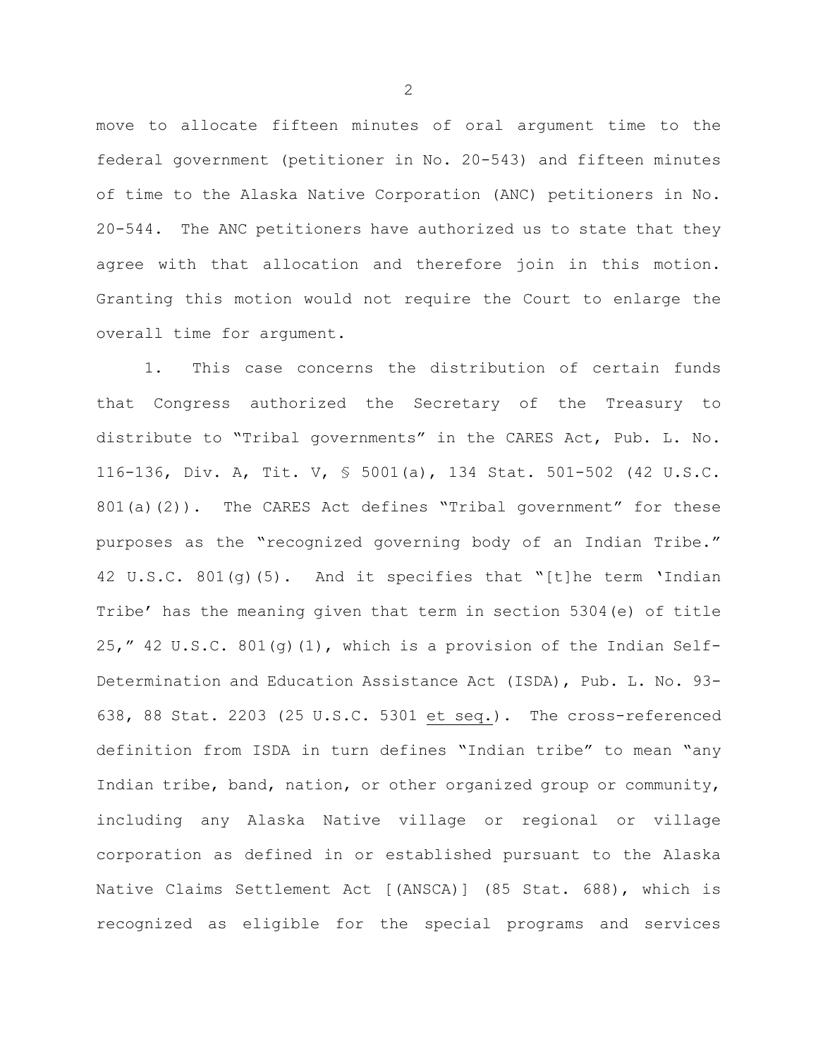move to allocate fifteen minutes of oral argument time to the federal government (petitioner in No. 20-543) and fifteen minutes of time to the Alaska Native Corporation (ANC) petitioners in No. 20-544. The ANC petitioners have authorized us to state that they agree with that allocation and therefore join in this motion. Granting this motion would not require the Court to enlarge the overall time for argument.

1. This case concerns the distribution of certain funds that Congress authorized the Secretary of the Treasury to distribute to "Tribal governments" in the CARES Act, Pub. L. No. 116-136, Div. A, Tit. V, § 5001(a), 134 Stat. 501-502 (42 U.S.C. 801(a)(2)). The CARES Act defines "Tribal government" for these purposes as the "recognized governing body of an Indian Tribe." 42 U.S.C. 801(g)(5). And it specifies that "[t]he term 'Indian Tribe' has the meaning given that term in section 5304(e) of title 25," 42 U.S.C. 801(g)(1), which is a provision of the Indian Self-Determination and Education Assistance Act (ISDA), Pub. L. No. 93-638, 88 Stat. 2203 (25 U.S.C. 5301 et seq.). The cross-referenced definition from ISDA in turn defines "Indian tribe" to mean "any Indian tribe, band, nation, or other organized group or community, including any Alaska Native village or regional or village corporation as defined in or established pursuant to the Alaska Native Claims Settlement Act [(ANSCA)] (85 Stat. 688), which is recognized as eligible for the special programs and services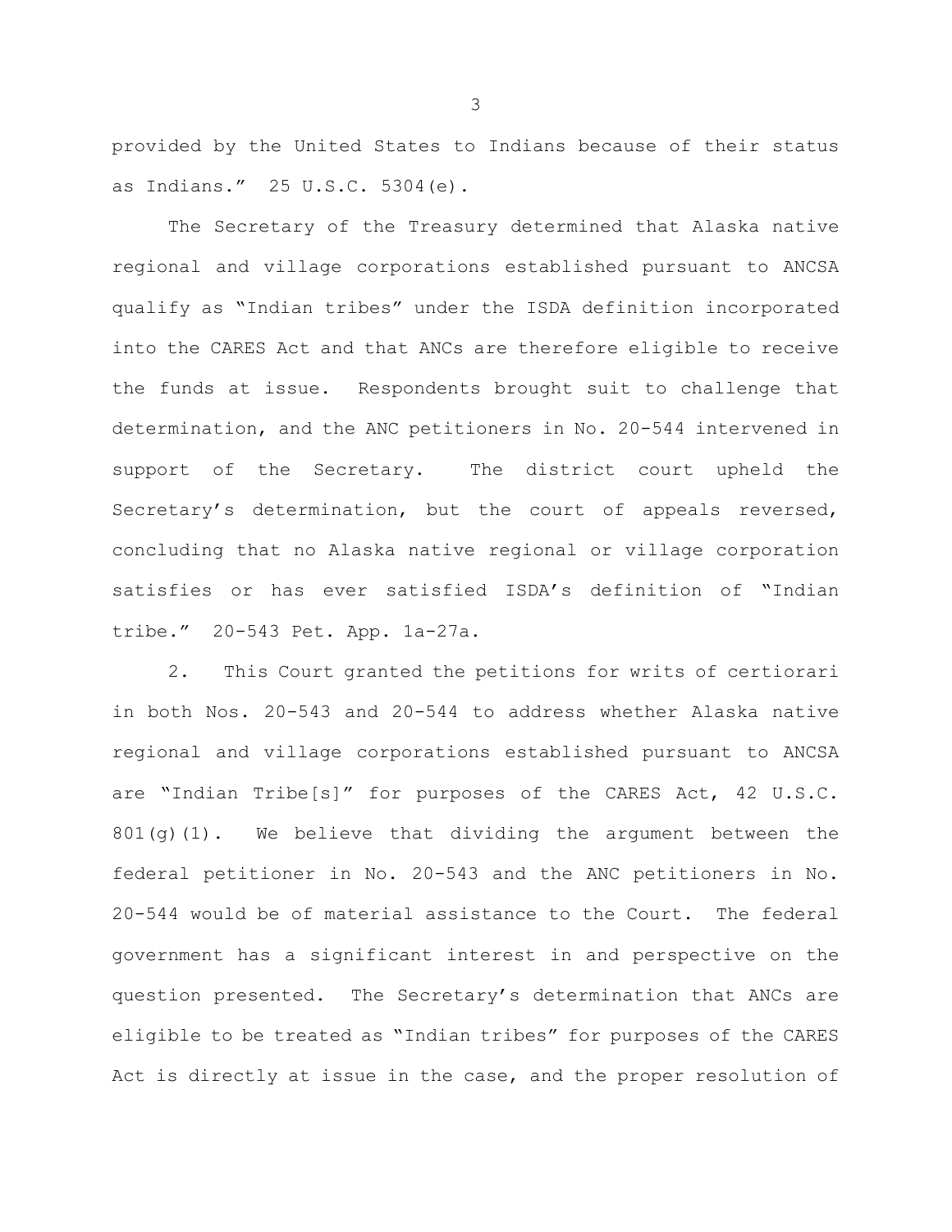provided by the United States to Indians because of their status as Indians." 25 U.S.C. 5304(e).

The Secretary of the Treasury determined that Alaska native regional and village corporations established pursuant to ANCSA qualify as "Indian tribes" under the ISDA definition incorporated into the CARES Act and that ANCs are therefore eligible to receive the funds at issue. Respondents brought suit to challenge that determination, and the ANC petitioners in No. 20-544 intervened in support of the Secretary. The district court upheld the Secretary's determination, but the court of appeals reversed, concluding that no Alaska native regional or village corporation satisfies or has ever satisfied ISDA's definition of "Indian tribe." 20-543 Pet. App. 1a-27a.

2. This Court granted the petitions for writs of certiorari in both Nos. 20-543 and 20-544 to address whether Alaska native regional and village corporations established pursuant to ANCSA are "Indian Tribe[s]" for purposes of the CARES Act, 42 U.S.C. 801(g)(1). We believe that dividing the argument between the federal petitioner in No. 20-543 and the ANC petitioners in No. 20-544 would be of material assistance to the Court. The federal government has a significant interest in and perspective on the question presented. The Secretary's determination that ANCs are eligible to be treated as "Indian tribes" for purposes of the CARES Act is directly at issue in the case, and the proper resolution of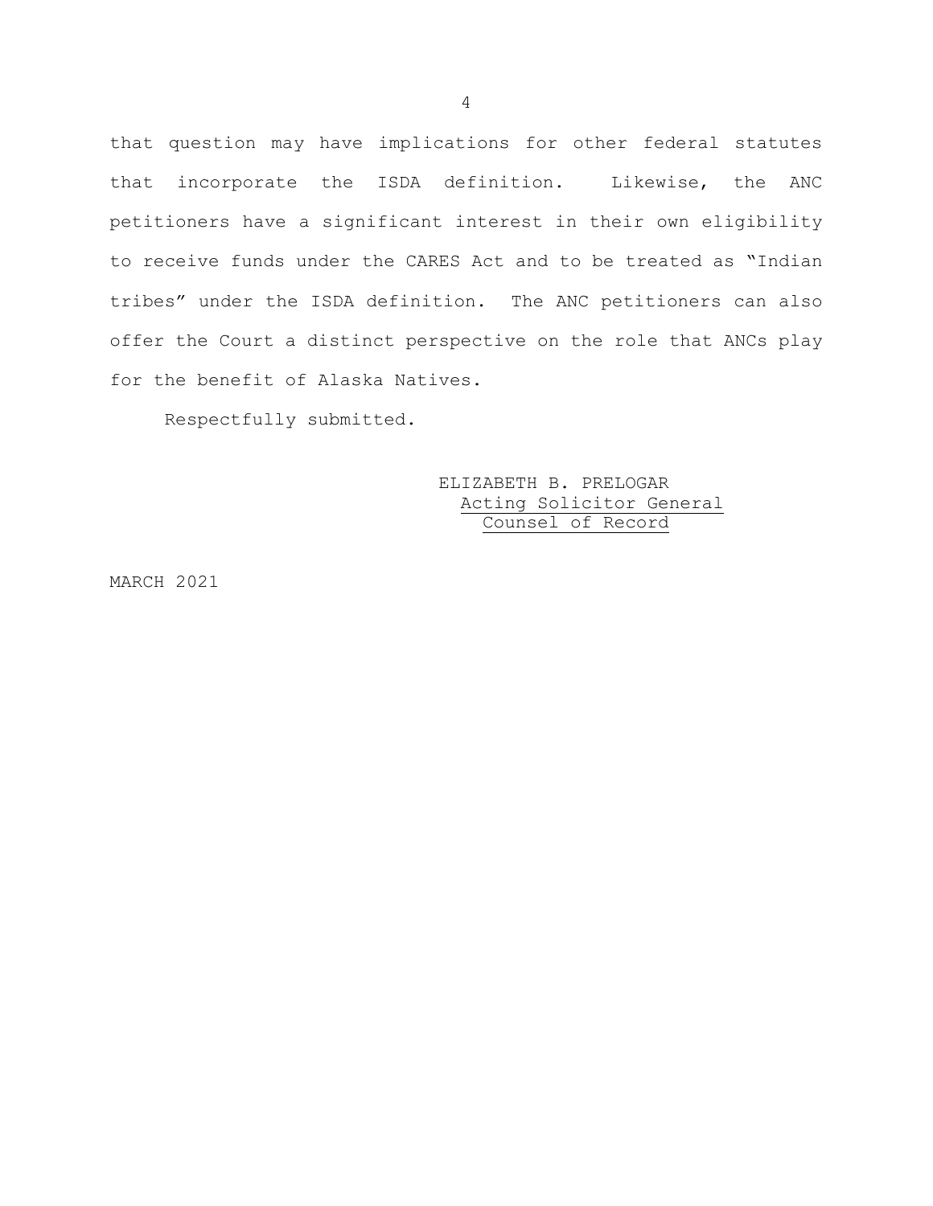that question may have implications for other federal statutes that incorporate the ISDA definition. Likewise, the ANC petitioners have a significant interest in their own eligibility to receive funds under the CARES Act and to be treated as "Indian tribes" under the ISDA definition. The ANC petitioners can also offer the Court a distinct perspective on the role that ANCs play for the benefit of Alaska Natives.

Respectfully submitted.

ELIZABETH B. PRELOGAR
Acting Solicitor General
Counsel of Record

MARCH 2021